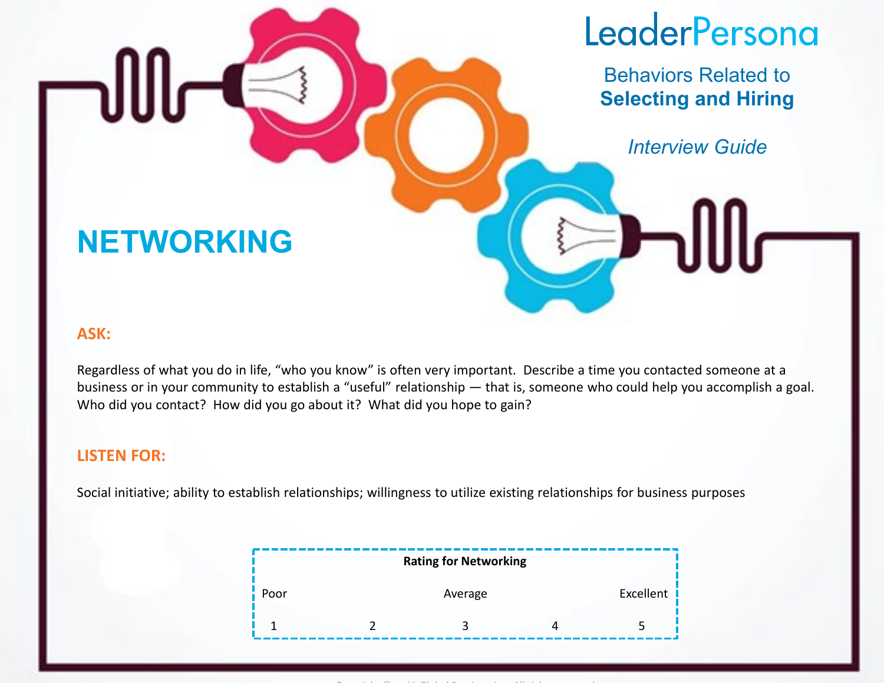# LeaderPersona

Behaviors Related to **Selecting and Hiring**

*Interview Guide*

## NETWORKING

**ASK:**

Regardless of what you do in life, “who you know” is often very important. Describe a time you contacted someone at a business or in your community to establish a “useful” relationship — that is, someone who could help you accomplish a goal. Who did you contact? How did you go about it? What did you hope to gain?

**LISTEN FOR:**

Social initiative; ability to establish relationships; willingness to utilize existing relationships for business purposes

**Rating for Networking**

| Poor | | Average | | Excellent |
|---|---|---|---|---|
| 1 | 2 | 3 | 4 | 5 |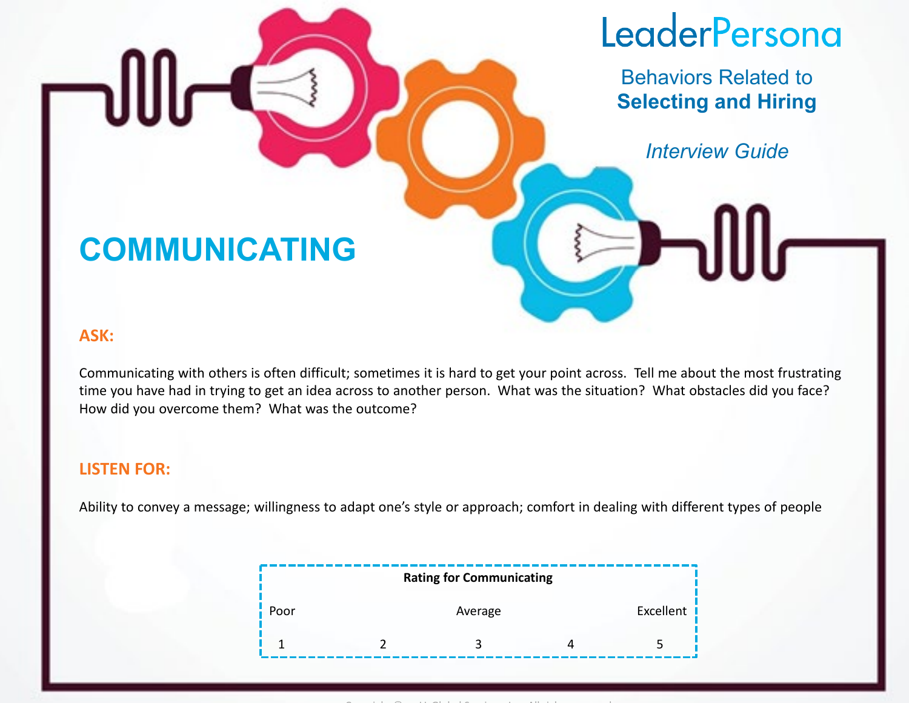LeaderPersona

Behaviors Related to **Selecting and Hiring**

*Interview Guide*

# COMMUNICATING

**ASK:**

Communicating with others is often difficult; sometimes it is hard to get your point across. Tell me about the most frustrating time you have had in trying to get an idea across to another person. What was the situation? What obstacles did you face? How did you overcome them? What was the outcome?

**LISTEN FOR:**

Ability to convey a message; willingness to adapt one's style or approach; comfort in dealing with different types of people

**Rating for Communicating**

| Poor | | Average | | Excellent |
|---|---|---|---|---|
| 1 | 2 | 3 | 4 | 5 |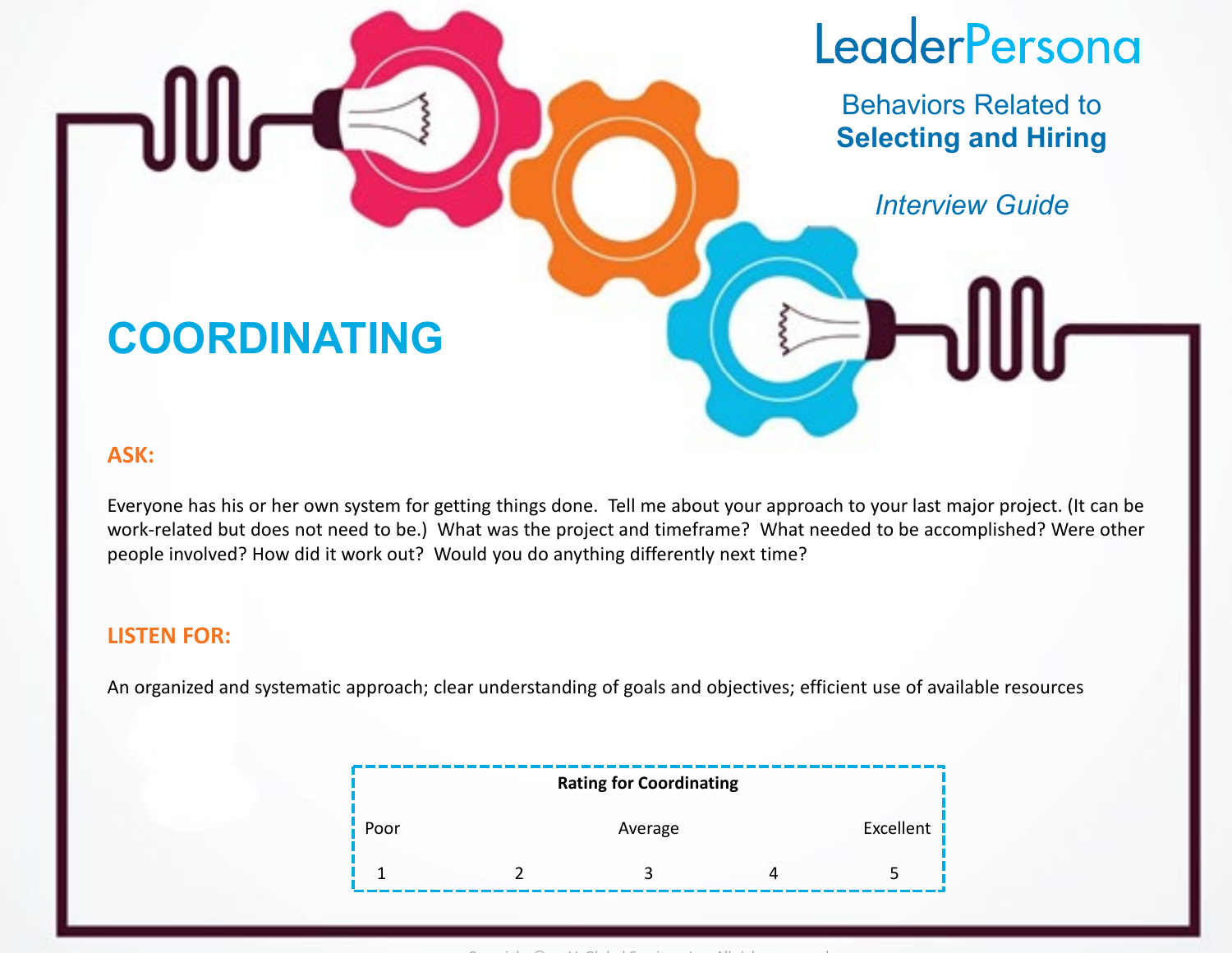LeaderPersona

Behaviors Related to **Selecting and Hiring**

*Interview Guide*

# COORDINATING

**ASK:**

Everyone has his or her own system for getting things done. Tell me about your approach to your last major project. (It can be work-related but does not need to be.) What was the project and timeframe? What needed to be accomplished? Were other people involved? How did it work out? Would you do anything differently next time?

**LISTEN FOR:**

An organized and systematic approach; clear understanding of goals and objectives; efficient use of available resources

| Rating for Coordinating | | | | |
|---|---|---|---|---|
| Poor | | Average | | Excellent |
| 1 | 2 | 3 | 4 | 5 |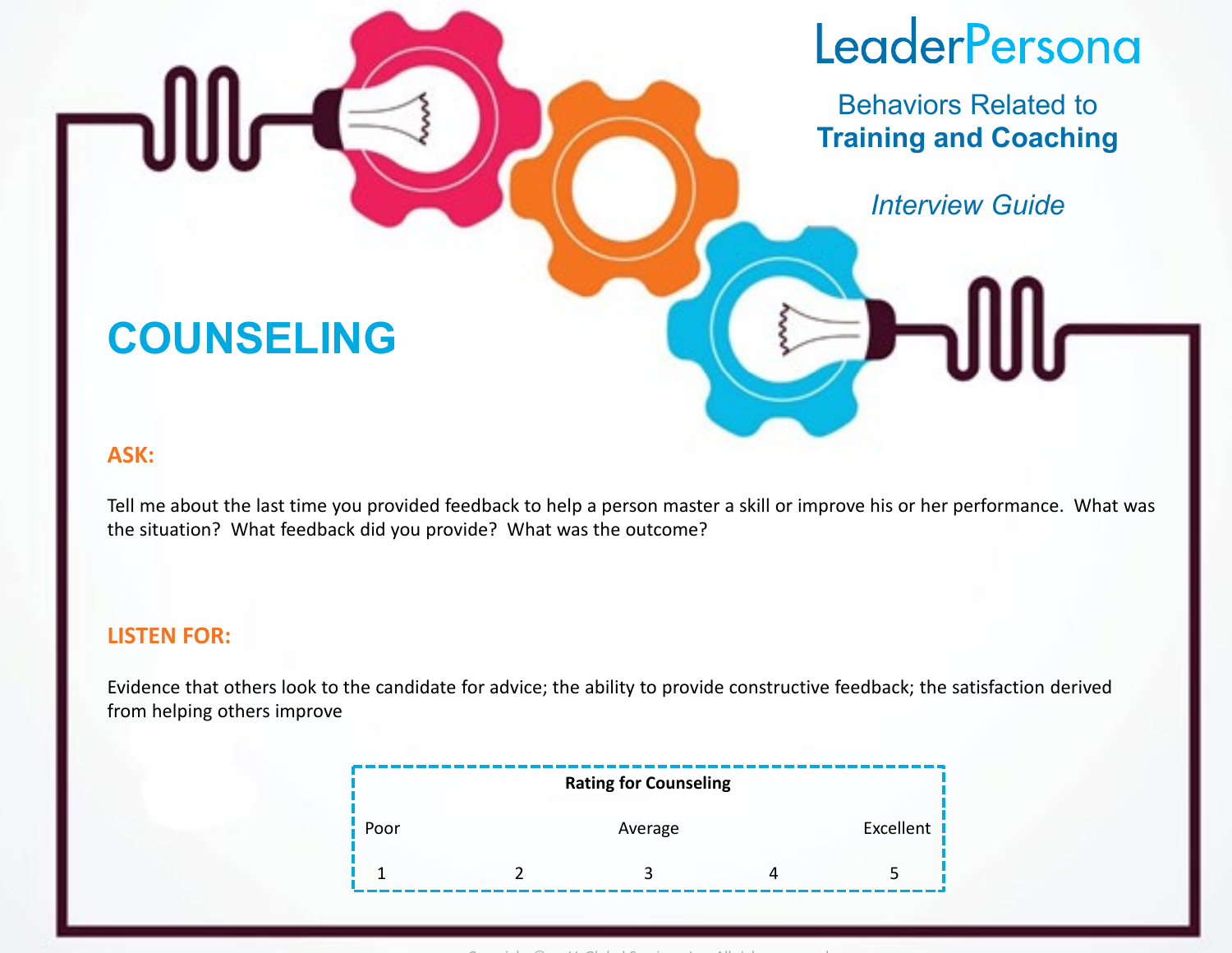LeaderPersona

Behaviors Related to
**Training and Coaching**

*Interview Guide*

# COUNSELING

## ASK:

Tell me about the last time you provided feedback to help a person master a skill or improve his or her performance. What was the situation? What feedback did you provide? What was the outcome?

## LISTEN FOR:

Evidence that others look to the candidate for advice; the ability to provide constructive feedback; the satisfaction derived from helping others improve

**Rating for Counseling**

| Poor | | Average | | Excellent |
|---|---|---|---|---|
| 1 | 2 | 3 | 4 | 5 |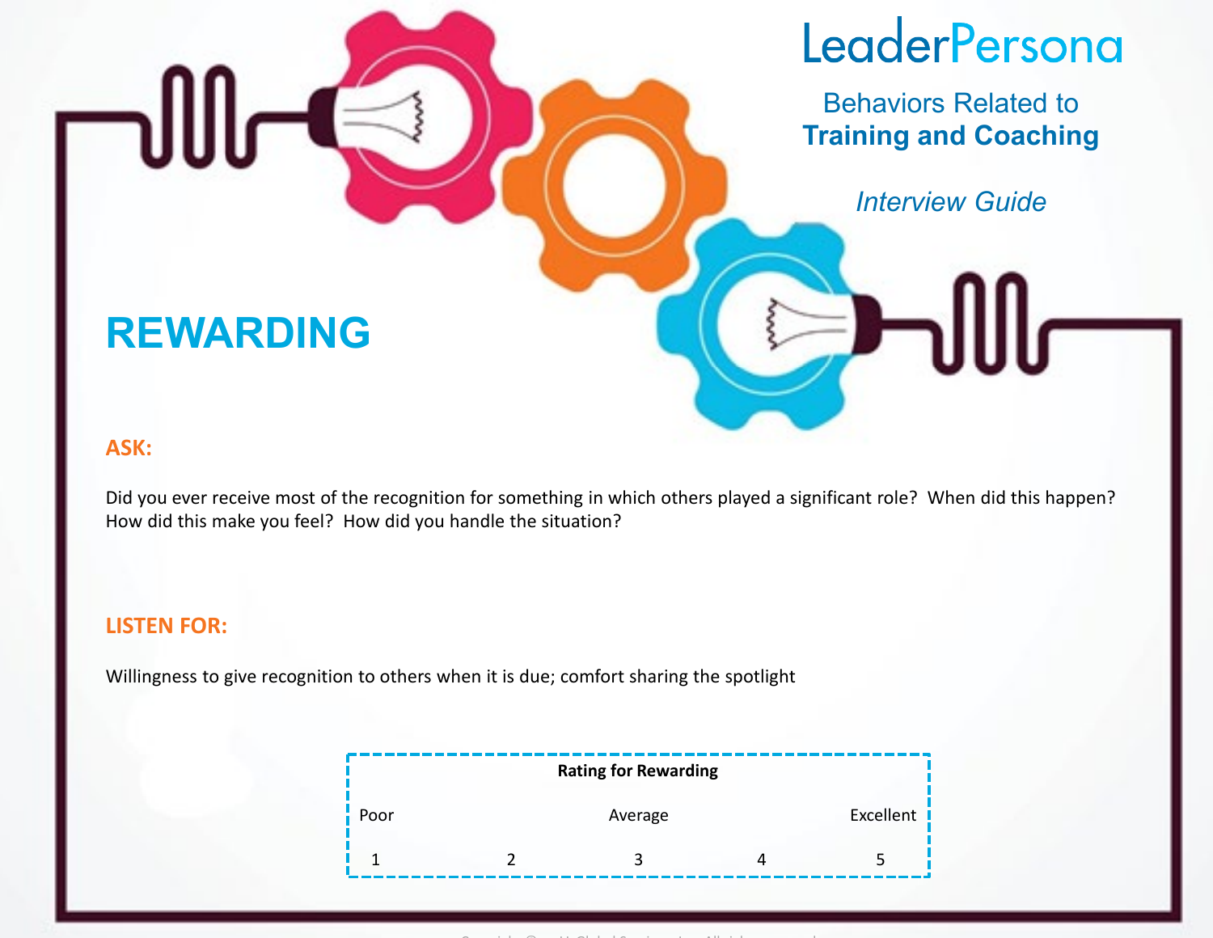LeaderPersona

Behaviors Related to
**Training and Coaching**

*Interview Guide*

# REWARDING

**ASK:**

Did you ever receive most of the recognition for something in which others played a significant role? When did this happen? How did this make you feel? How did you handle the situation?

**LISTEN FOR:**

Willingness to give recognition to others when it is due; comfort sharing the spotlight

**Rating for Rewarding**

| Poor | | Average | | Excellent |
|---|---|---|---|---|
| 1 | 2 | 3 | 4 | 5 |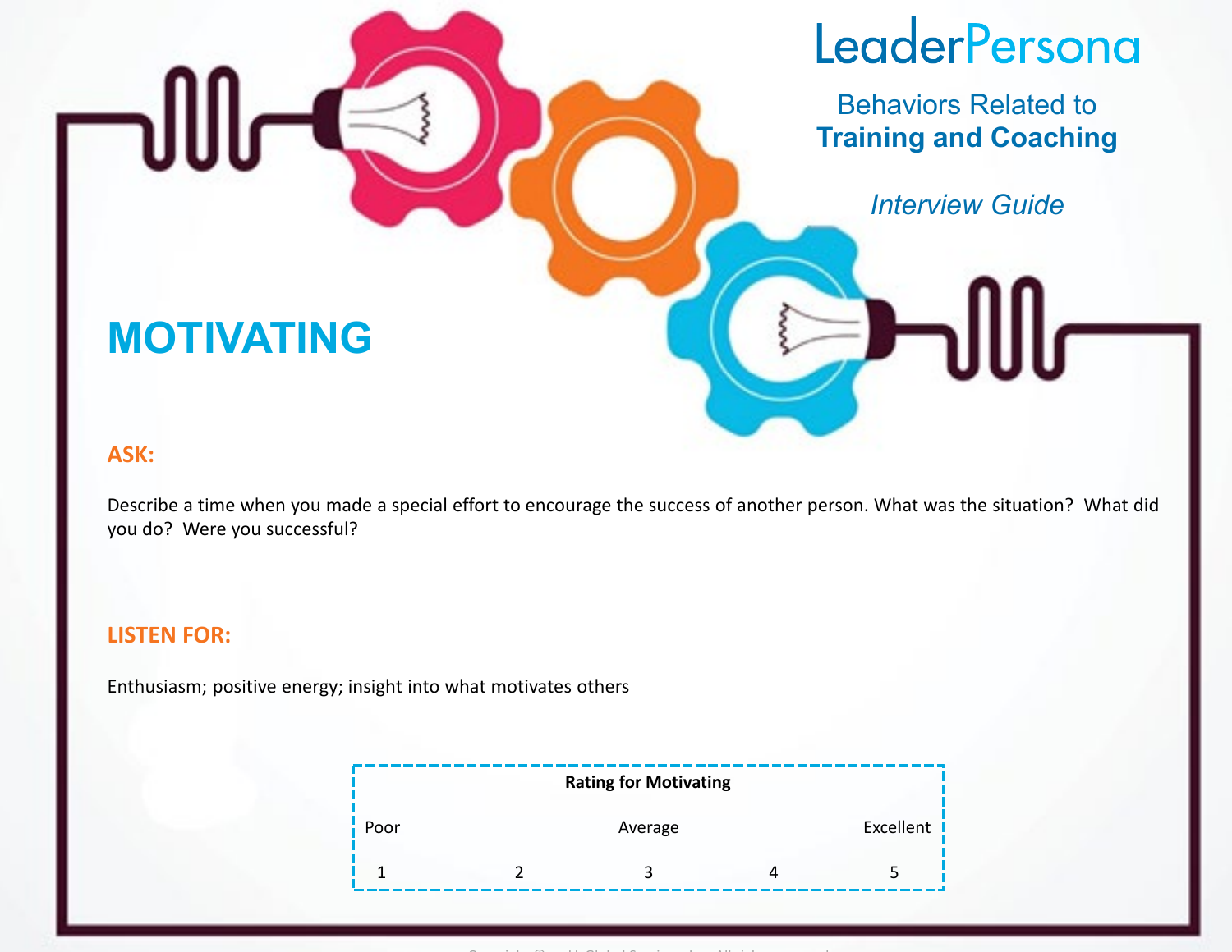LeaderPersona

Behaviors Related to
**Training and Coaching**

*Interview Guide*

# MOTIVATING

**ASK:**

Describe a time when you made a special effort to encourage the success of another person. What was the situation? What did you do? Were you successful?

**LISTEN FOR:**

Enthusiasm; positive energy; insight into what motivates others

| Rating for Motivating | | | | |
|---|---|---|---|---|
| Poor | | Average | | Excellent |
| 1 | 2 | 3 | 4 | 5 |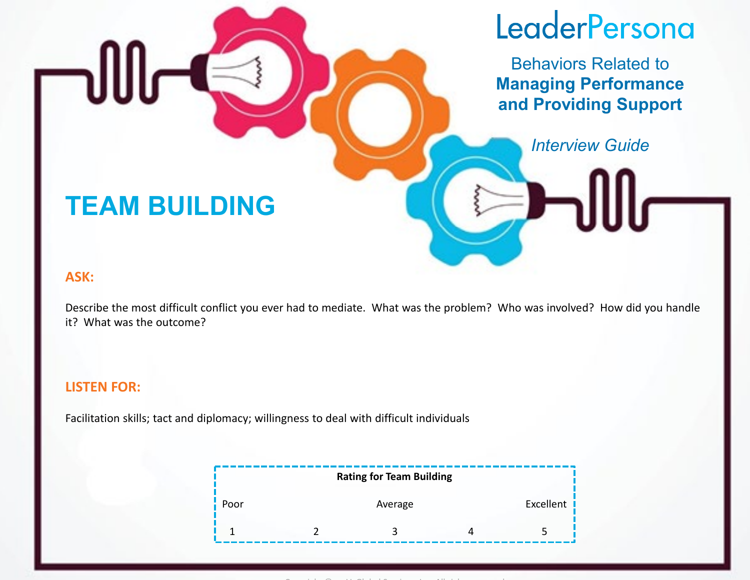LeaderPersona

Behaviors Related to **Managing Performance and Providing Support**

*Interview Guide*

# TEAM BUILDING

**ASK:**

Describe the most difficult conflict you ever had to mediate. What was the problem? Who was involved? How did you handle it? What was the outcome?

**LISTEN FOR:**

Facilitation skills; tact and diplomacy; willingness to deal with difficult individuals

**Rating for Team Building**

| Poor | | Average | | Excellent |
|---|---|---|---|---|
| 1 | 2 | 3 | 4 | 5 |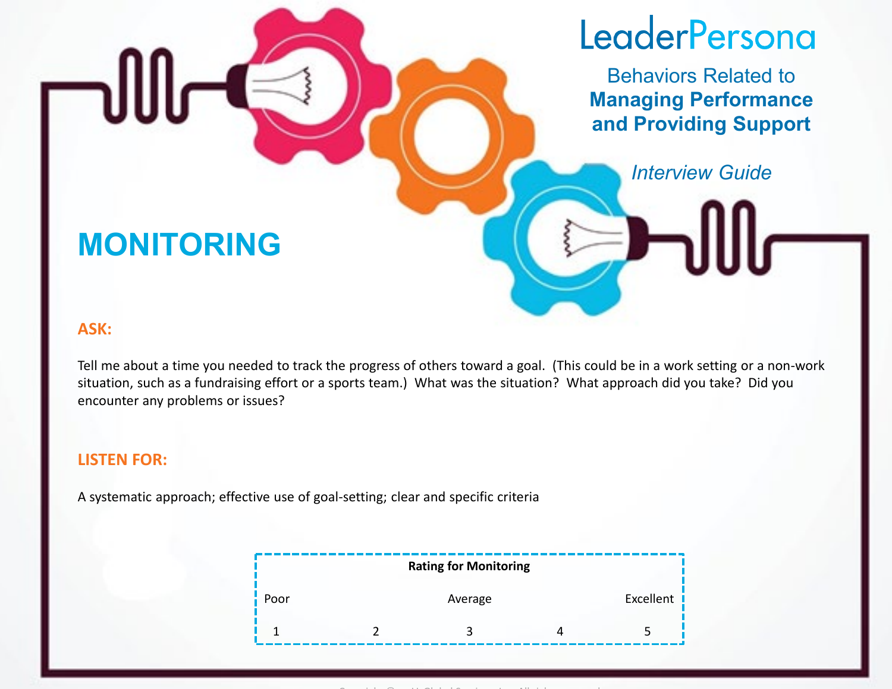LeaderPersona

Behaviors Related to
**Managing Performance and Providing Support**

*Interview Guide*

# MONITORING

## ASK:

Tell me about a time you needed to track the progress of others toward a goal. (This could be in a work setting or a non-work situation, such as a fundraising effort or a sports team.) What was the situation? What approach did you take? Did you encounter any problems or issues?

## LISTEN FOR:

A systematic approach; effective use of goal-setting; clear and specific criteria

| Rating for Monitoring | | | | |
|---|---|---|---|---|
| Poor | | Average | | Excellent |
| 1 | 2 | 3 | 4 | 5 |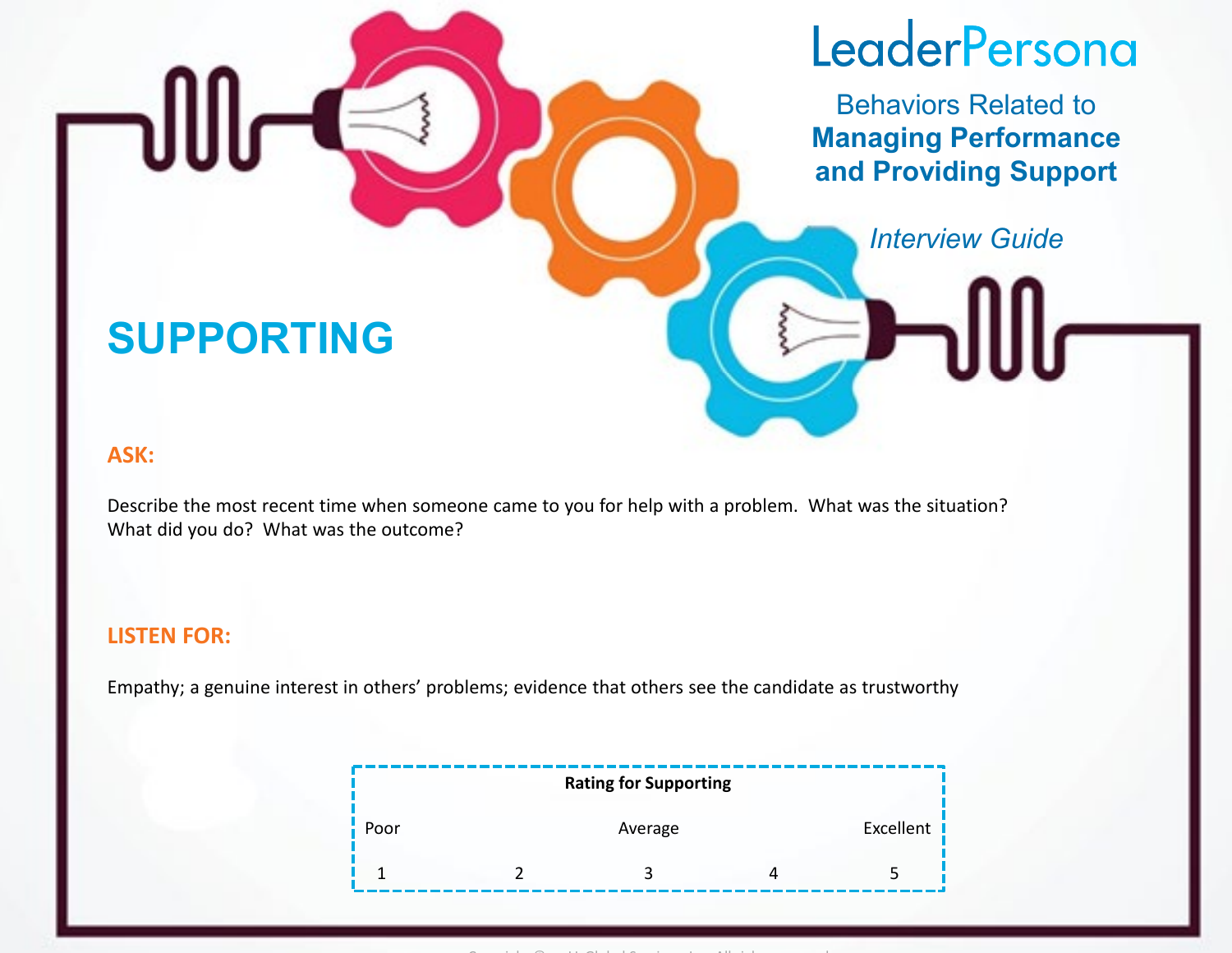LeaderPersona

Behaviors Related to **Managing Performance and Providing Support**

*Interview Guide*

# SUPPORTING

**ASK:**

Describe the most recent time when someone came to you for help with a problem. What was the situation? What did you do? What was the outcome?

**LISTEN FOR:**

Empathy; a genuine interest in others' problems; evidence that others see the candidate as trustworthy

| Rating for Supporting | | | | |
|---|---|---|---|---|
| Poor | | Average | | Excellent |
| 1 | 2 | 3 | 4 | 5 |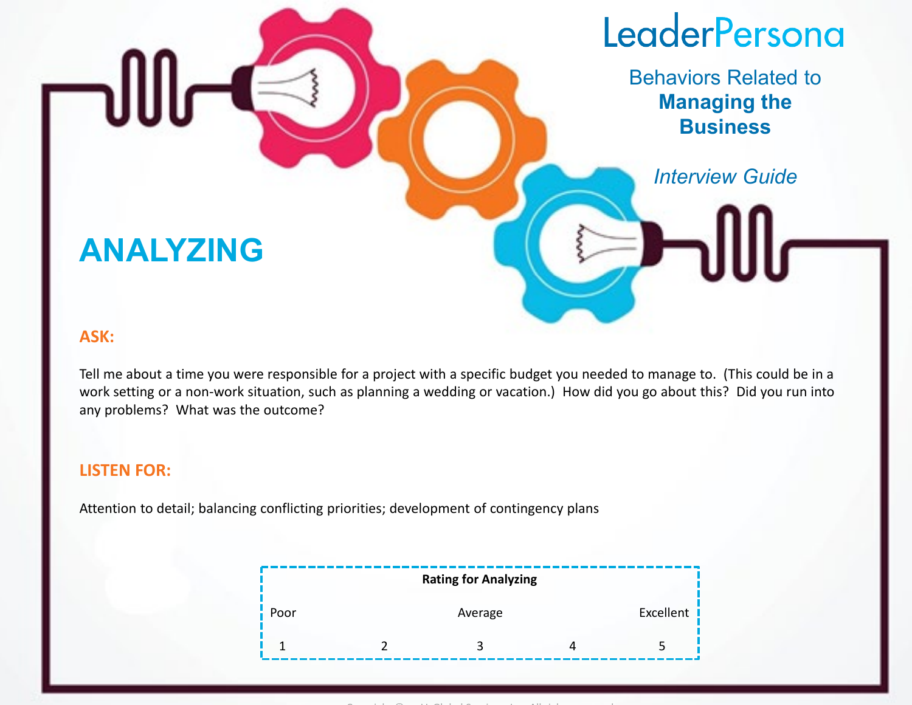LeaderPersona

Behaviors Related to **Managing the Business**

*Interview Guide*

# ANALYZING

**ASK:**

Tell me about a time you were responsible for a project with a specific budget you needed to manage to. (This could be in a work setting or a non-work situation, such as planning a wedding or vacation.) How did you go about this? Did you run into any problems? What was the outcome?

**LISTEN FOR:**

Attention to detail; balancing conflicting priorities; development of contingency plans

**Rating for Analyzing**

| Poor | | Average | | Excellent |
|---|---|---|---|---|
| 1 | 2 | 3 | 4 | 5 |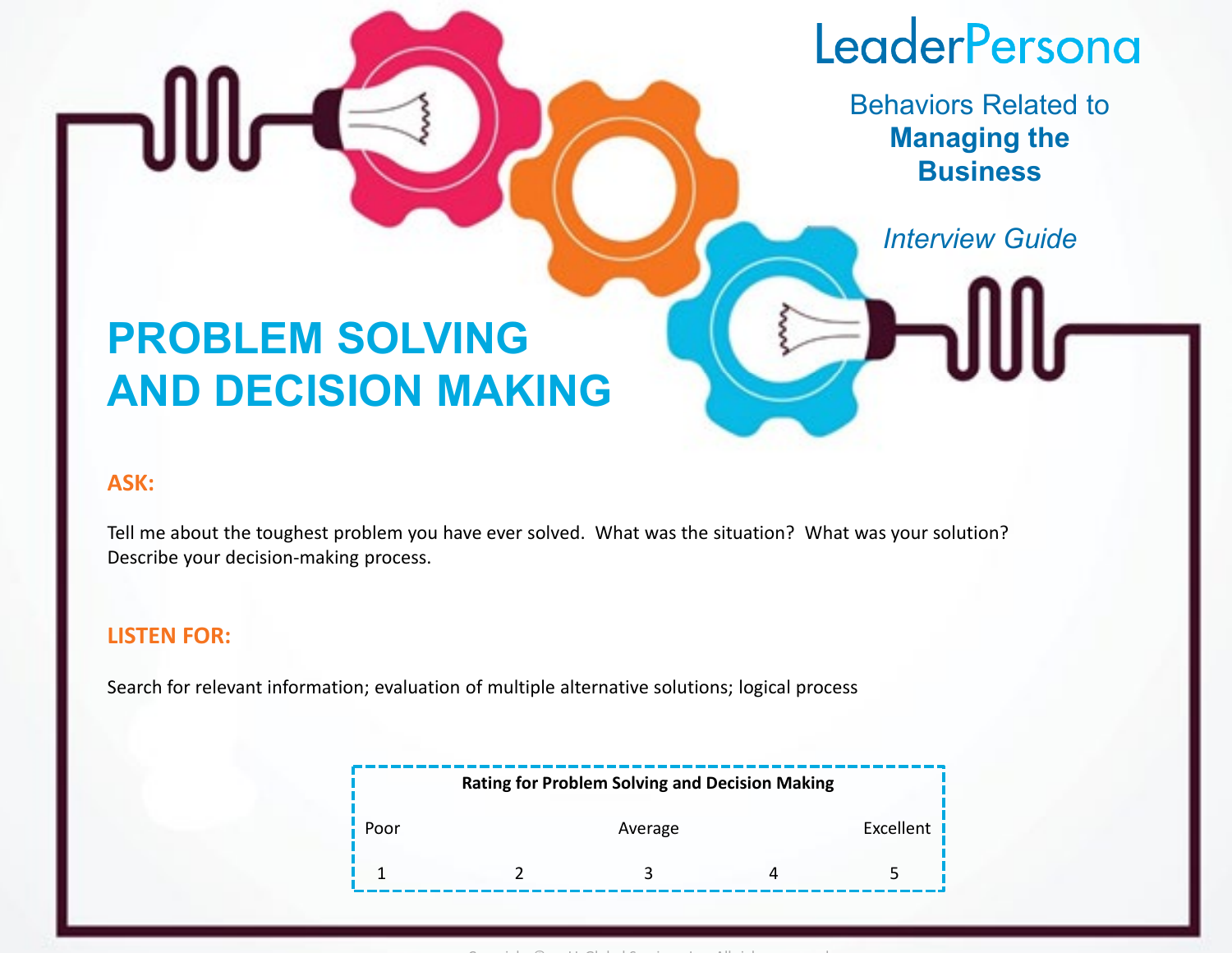LeaderPersona

Behaviors Related to **Managing the Business**

*Interview Guide*

# PROBLEM SOLVING AND DECISION MAKING

**ASK:**

Tell me about the toughest problem you have ever solved. What was the situation? What was your solution? Describe your decision-making process.

**LISTEN FOR:**

Search for relevant information; evaluation of multiple alternative solutions; logical process

**Rating for Problem Solving and Decision Making**

| Poor | | Average | | Excellent |
|---|---|---|---|---|
| 1 | 2 | 3 | 4 | 5 |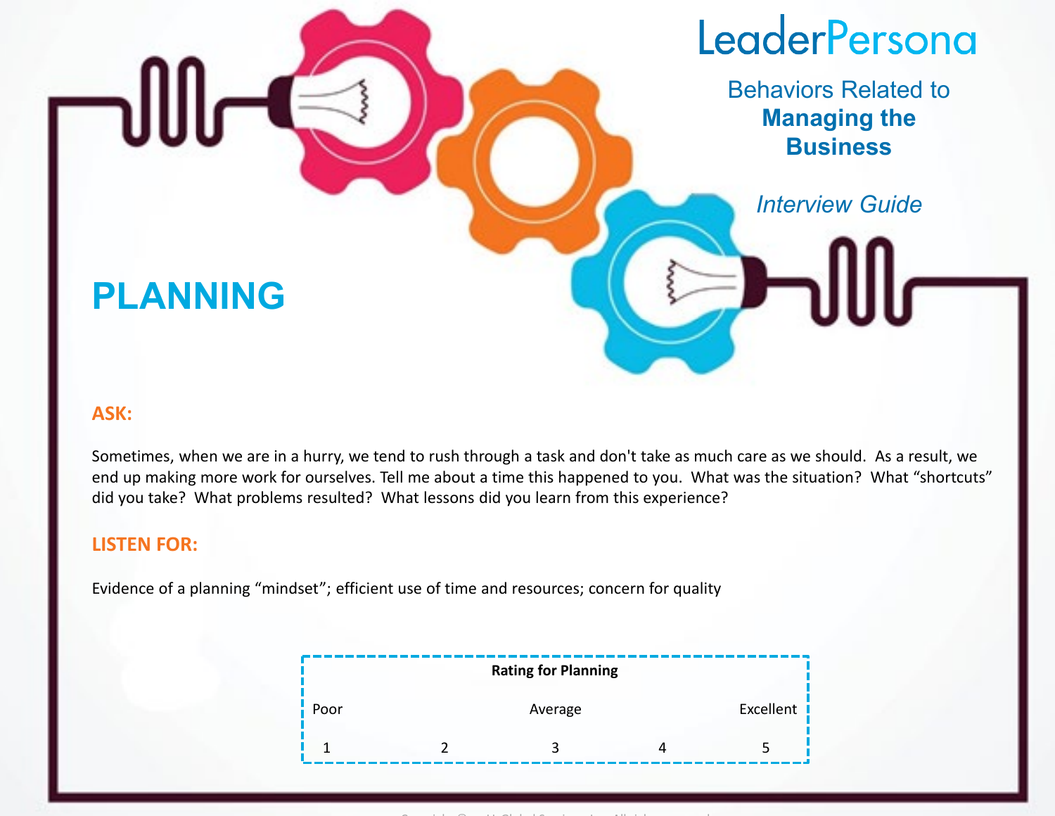LeaderPersona

Behaviors Related to **Managing the Business**

*Interview Guide*

# PLANNING

**ASK:**

Sometimes, when we are in a hurry, we tend to rush through a task and don't take as much care as we should. As a result, we end up making more work for ourselves. Tell me about a time this happened to you. What was the situation? What "shortcuts" did you take? What problems resulted? What lessons did you learn from this experience?

**LISTEN FOR:**

Evidence of a planning "mindset"; efficient use of time and resources; concern for quality

**Rating for Planning**

| Poor | | Average | | Excellent |
|---|---|---|---|---|
| 1 | 2 | 3 | 4 | 5 |